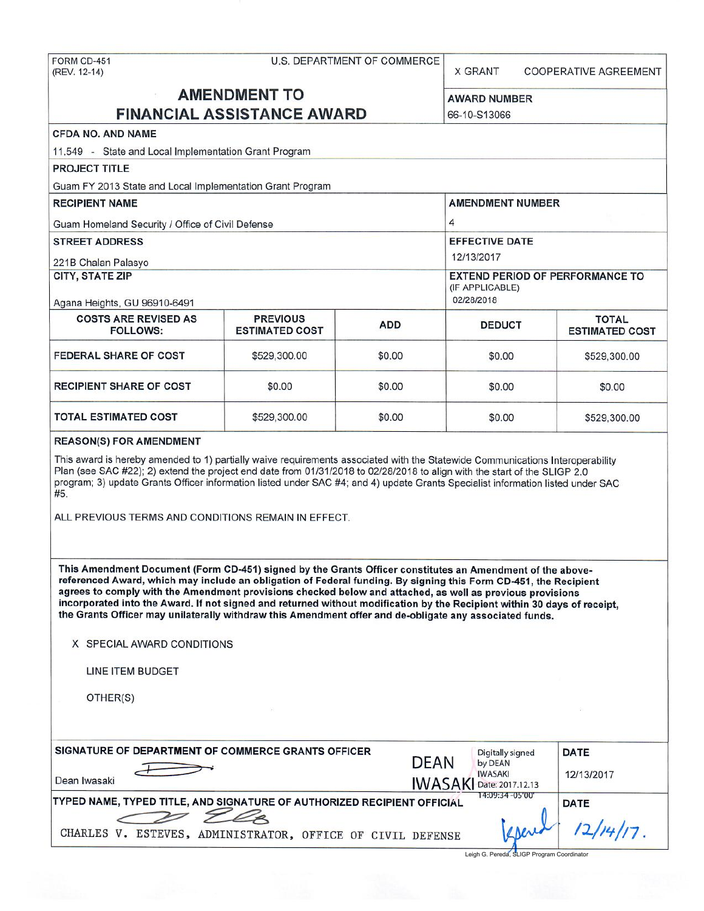FORM CD-451
(REV. 12-14)

U.S. DEPARTMENT OF COMMERCE

X GRANT  COOPERATIVE AGREEMENT

# AMENDMENT TO FINANCIAL ASSISTANCE AWARD

**AWARD NUMBER**
66-10-S13066

**CFDA NO. AND NAME**
11.549 - State and Local Implementation Grant Program

**PROJECT TITLE**
Guam FY 2013 State and Local Implementation Grant Program

**RECIPIENT NAME**
Guam Homeland Security / Office of Civil Defense

**AMENDMENT NUMBER**
4

**STREET ADDRESS**
221B Chalan Palasyo

**EFFECTIVE DATE**
12/13/2017

**CITY, STATE ZIP**
Agana Heights, GU 96910-6491

**EXTEND PERIOD OF PERFORMANCE TO** (IF APPLICABLE)
02/28/2018

| COSTS ARE REVISED AS FOLLOWS: | PREVIOUS ESTIMATED COST | ADD | DEDUCT | TOTAL ESTIMATED COST |
|---|---|---|---|---|
| FEDERAL SHARE OF COST | $529,300.00 | $0.00 | $0.00 | $529,300.00 |
| RECIPIENT SHARE OF COST | $0.00 | $0.00 | $0.00 | $0.00 |
| TOTAL ESTIMATED COST | $529,300.00 | $0.00 | $0.00 | $529,300.00 |

**REASON(S) FOR AMENDMENT**

This award is hereby amended to 1) partially waive requirements associated with the Statewide Communications Interoperability Plan (see SAC #22); 2) extend the project end date from 01/31/2018 to 02/28/2018 to align with the start of the SLIGP 2.0 program; 3) update Grants Officer information listed under SAC #4; and 4) update Grants Specialist information listed under SAC #5.

ALL PREVIOUS TERMS AND CONDITIONS REMAIN IN EFFECT.

**This Amendment Document (Form CD-451) signed by the Grants Officer constitutes an Amendment of the above-referenced Award, which may include an obligation of Federal funding. By signing this Form CD-451, the Recipient agrees to comply with the Amendment provisions checked below and attached, as well as previous provisions incorporated into the Award. If not signed and returned without modification by the Recipient within 30 days of receipt, the Grants Officer may unilaterally withdraw this Amendment offer and de-obligate any associated funds.**

X SPECIAL AWARD CONDITIONS

LINE ITEM BUDGET

OTHER(S)

**SIGNATURE OF DEPARTMENT OF COMMERCE GRANTS OFFICER**
Dean Iwasaki
DEAN IWASAKI — Digitally signed by DEAN IWASAKI Date: 2017.12.13 14:09:34 -05'00'

**DATE**
12/13/2017

**TYPED NAME, TYPED TITLE, AND SIGNATURE OF AUTHORIZED RECIPIENT OFFICIAL**
CHARLES V. ESTEVES, ADMINISTRATOR, OFFICE OF CIVIL DEFENSE

**DATE**
12/14/17.

Leigh G. Pereda, SLIGP Program Coordinator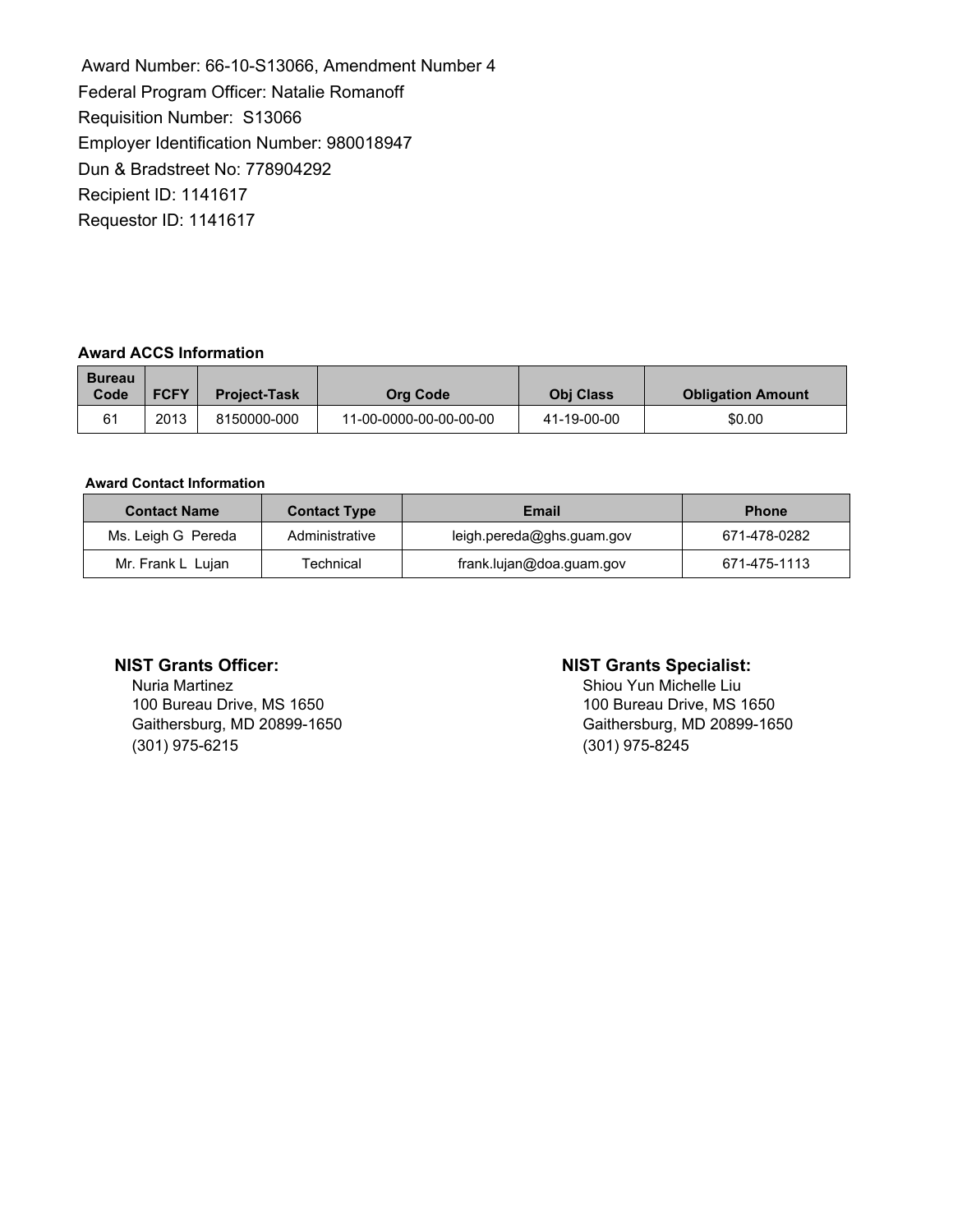Award Number: 66-10-S13066, Amendment Number 4
Federal Program Officer: Natalie Romanoff
Requisition Number: S13066
Employer Identification Number: 980018947
Dun & Bradstreet No: 778904292
Recipient ID: 1141617
Requestor ID: 1141617

**Award ACCS Information**

| Bureau Code | FCFY | Project-Task | Org Code | Obj Class | Obligation Amount |
|---|---|---|---|---|---|
| 61 | 2013 | 8150000-000 | 11-00-0000-00-00-00-00 | 41-19-00-00 | $0.00 |

**Award Contact Information**

| Contact Name | Contact Type | Email | Phone |
|---|---|---|---|
| Ms. Leigh G Pereda | Administrative | leigh.pereda@ghs.guam.gov | 671-478-0282 |
| Mr. Frank L Lujan | Technical | frank.lujan@doa.guam.gov | 671-475-1113 |

**NIST Grants Officer:**
Nuria Martinez
100 Bureau Drive, MS 1650
Gaithersburg, MD 20899-1650
(301) 975-6215

**NIST Grants Specialist:**
Shiou Yun Michelle Liu
100 Bureau Drive, MS 1650
Gaithersburg, MD 20899-1650
(301) 975-8245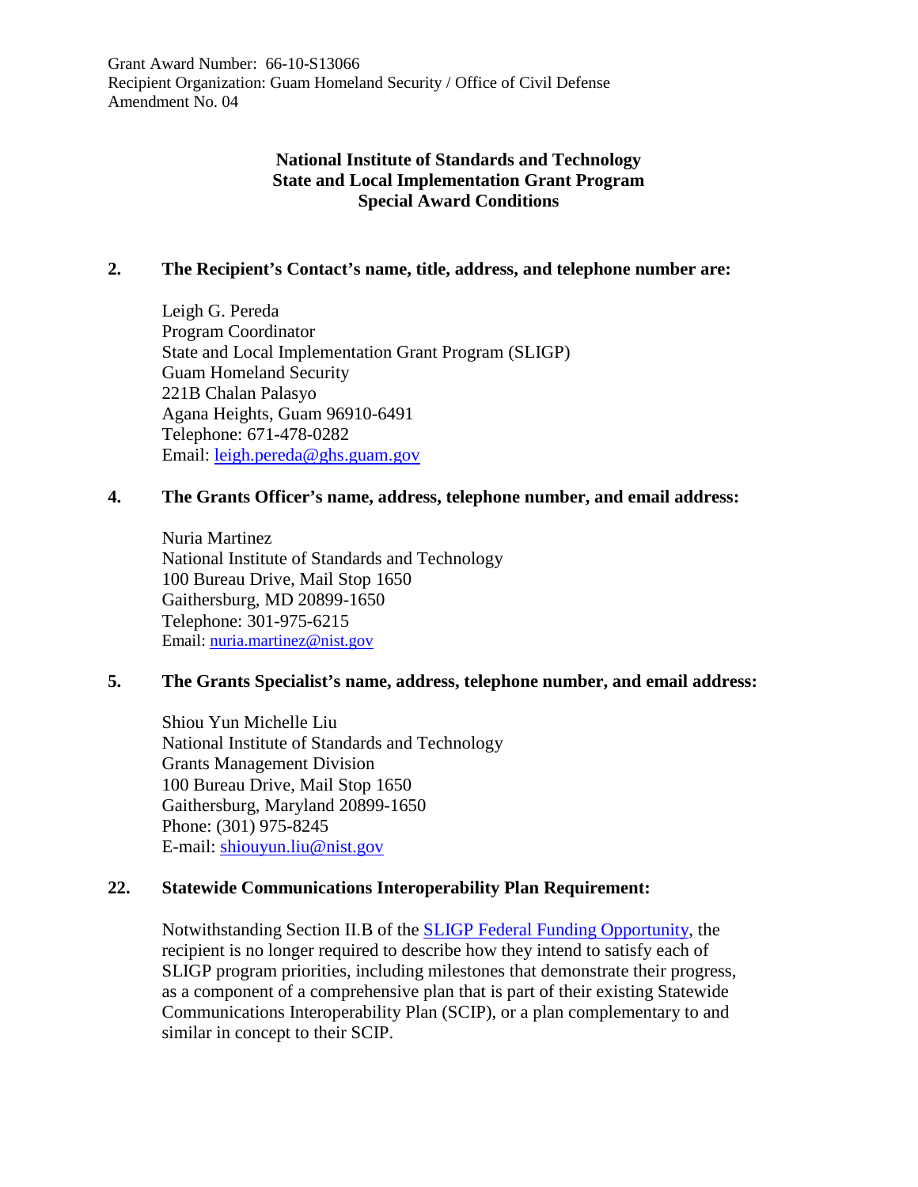Grant Award Number: 66-10-S13066
Recipient Organization: Guam Homeland Security / Office of Civil Defense
Amendment No. 04

**National Institute of Standards and Technology**
**State and Local Implementation Grant Program**
**Special Award Conditions**

**2. The Recipient's Contact's name, title, address, and telephone number are:**

Leigh G. Pereda
Program Coordinator
State and Local Implementation Grant Program (SLIGP)
Guam Homeland Security
221B Chalan Palasyo
Agana Heights, Guam 96910-6491
Telephone: 671-478-0282
Email: leigh.pereda@ghs.guam.gov

**4. The Grants Officer's name, address, telephone number, and email address:**

Nuria Martinez
National Institute of Standards and Technology
100 Bureau Drive, Mail Stop 1650
Gaithersburg, MD 20899-1650
Telephone: 301-975-6215
Email: nuria.martinez@nist.gov

**5. The Grants Specialist's name, address, telephone number, and email address:**

Shiou Yun Michelle Liu
National Institute of Standards and Technology
Grants Management Division
100 Bureau Drive, Mail Stop 1650
Gaithersburg, Maryland 20899-1650
Phone: (301) 975-8245
E-mail: shiouyun.liu@nist.gov

**22. Statewide Communications Interoperability Plan Requirement:**

Notwithstanding Section II.B of the SLIGP Federal Funding Opportunity, the recipient is no longer required to describe how they intend to satisfy each of SLIGP program priorities, including milestones that demonstrate their progress, as a component of a comprehensive plan that is part of their existing Statewide Communications Interoperability Plan (SCIP), or a plan complementary to and similar in concept to their SCIP.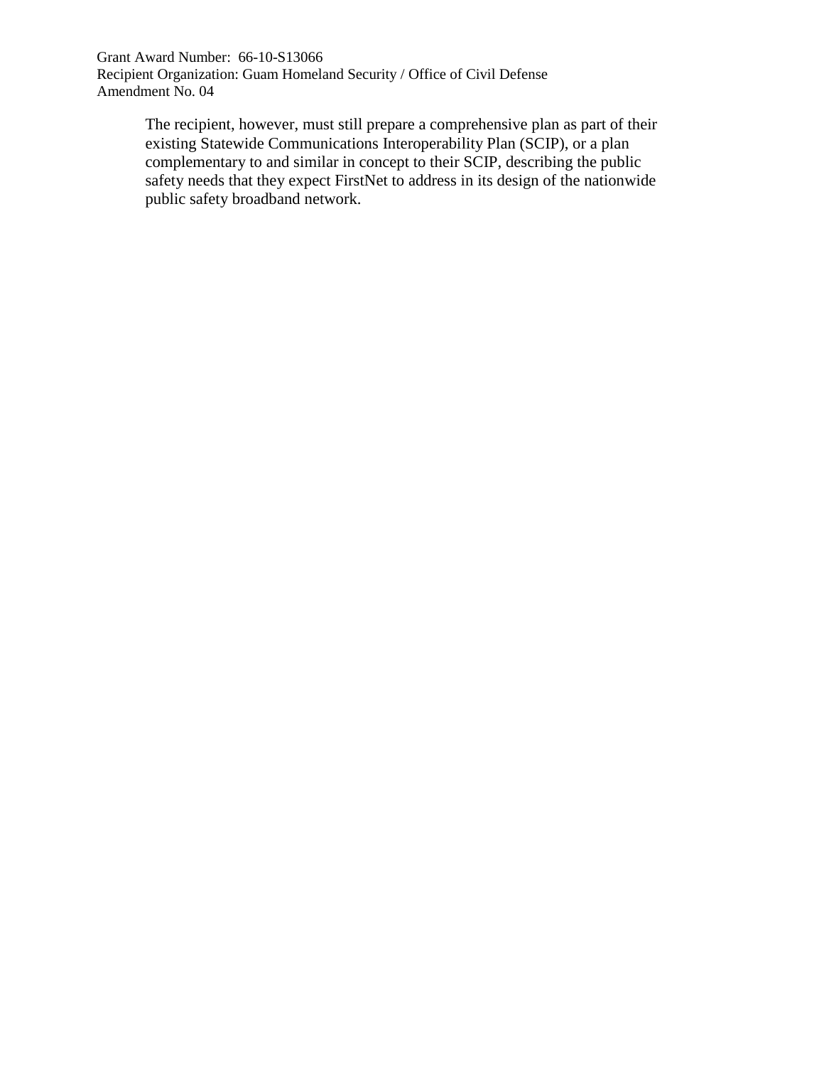The recipient, however, must still prepare a comprehensive plan as part of their existing Statewide Communications Interoperability Plan (SCIP), or a plan complementary to and similar in concept to their SCIP, describing the public safety needs that they expect FirstNet to address in its design of the nationwide public safety broadband network.